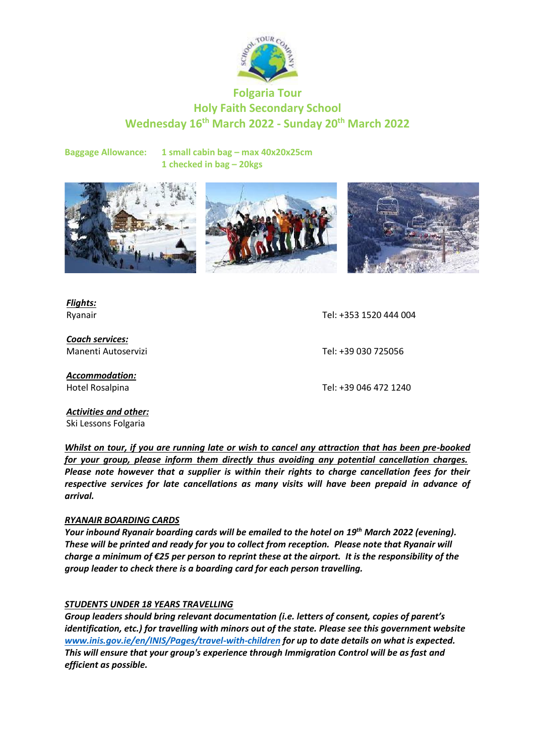# Folgaria Tour
## Holy Faith Secondary School
## Wednesday 16th March 2022 - Sunday 20th March 2022

**Baggage Allowance:** 1 small cabin bag – max 40x20x25cm
1 checked in bag – 20kgs

***Flights:***
Ryanair — Tel: +353 1520 444 004

***Coach services:***
Manenti Autoservizi — Tel: +39 030 725056

***Accommodation:***
Hotel Rosalpina — Tel: +39 046 472 1240

***Activities and other:***
Ski Lessons Folgaria

***Whilst on tour, if you are running late or wish to cancel any attraction that has been pre-booked for your group, please inform them directly thus avoiding any potential cancellation charges.*** ***Please note however that a supplier is within their rights to charge cancellation fees for their respective services for late cancellations as many visits will have been prepaid in advance of arrival.***

***RYANAIR BOARDING CARDS***

***Your inbound Ryanair boarding cards will be emailed to the hotel on 19th March 2022 (evening). These will be printed and ready for you to collect from reception. Please note that Ryanair will charge a minimum of €25 per person to reprint these at the airport. It is the responsibility of the group leader to check there is a boarding card for each person travelling.***

***STUDENTS UNDER 18 YEARS TRAVELLING***

***Group leaders should bring relevant documentation (i.e. letters of consent, copies of parent's identification, etc.) for travelling with minors out of the state. Please see this government website [www.inis.gov.ie/en/INIS/Pages/travel-with-children](www.inis.gov.ie/en/INIS/Pages/travel-with-children) for up to date details on what is expected. This will ensure that your group's experience through Immigration Control will be as fast and efficient as possible.***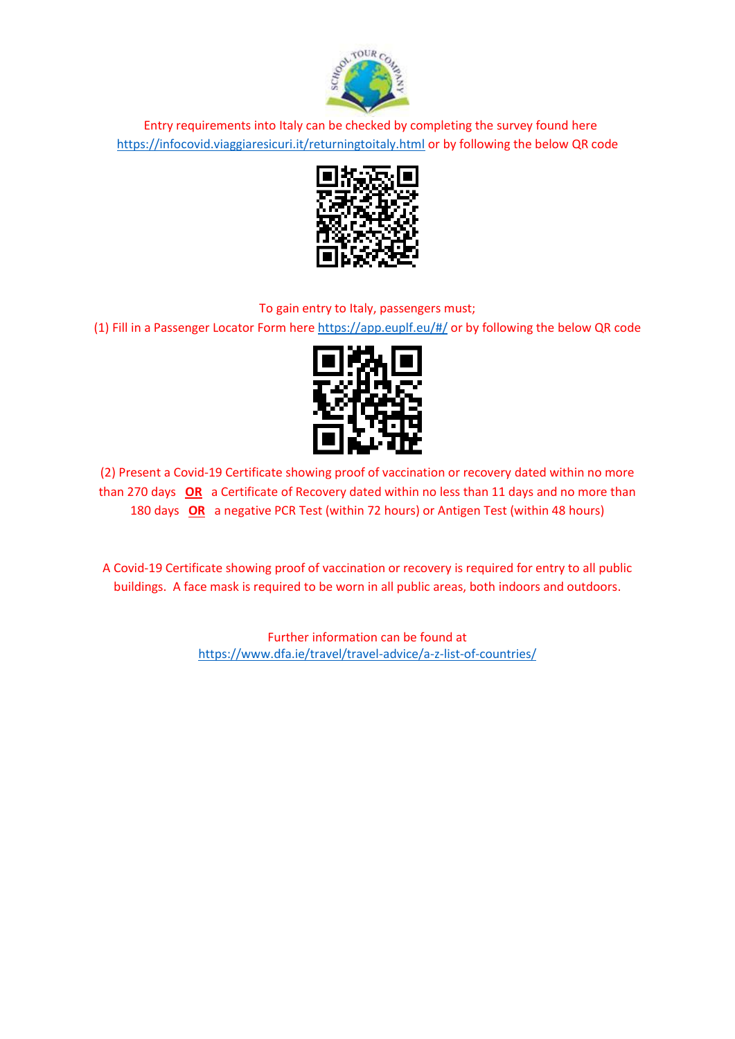Entry requirements into Italy can be checked by completing the survey found here https://infocovid.viaggiaresicuri.it/returningtoitaly.html or by following the below QR code

To gain entry to Italy, passengers must;

(1) Fill in a Passenger Locator Form here https://app.euplf.eu/#/ or by following the below QR code

(2) Present a Covid-19 Certificate showing proof of vaccination or recovery dated within no more than 270 days **OR** a Certificate of Recovery dated within no less than 11 days and no more than 180 days **OR** a negative PCR Test (within 72 hours) or Antigen Test (within 48 hours)

A Covid-19 Certificate showing proof of vaccination or recovery is required for entry to all public buildings. A face mask is required to be worn in all public areas, both indoors and outdoors.

Further information can be found at https://www.dfa.ie/travel/travel-advice/a-z-list-of-countries/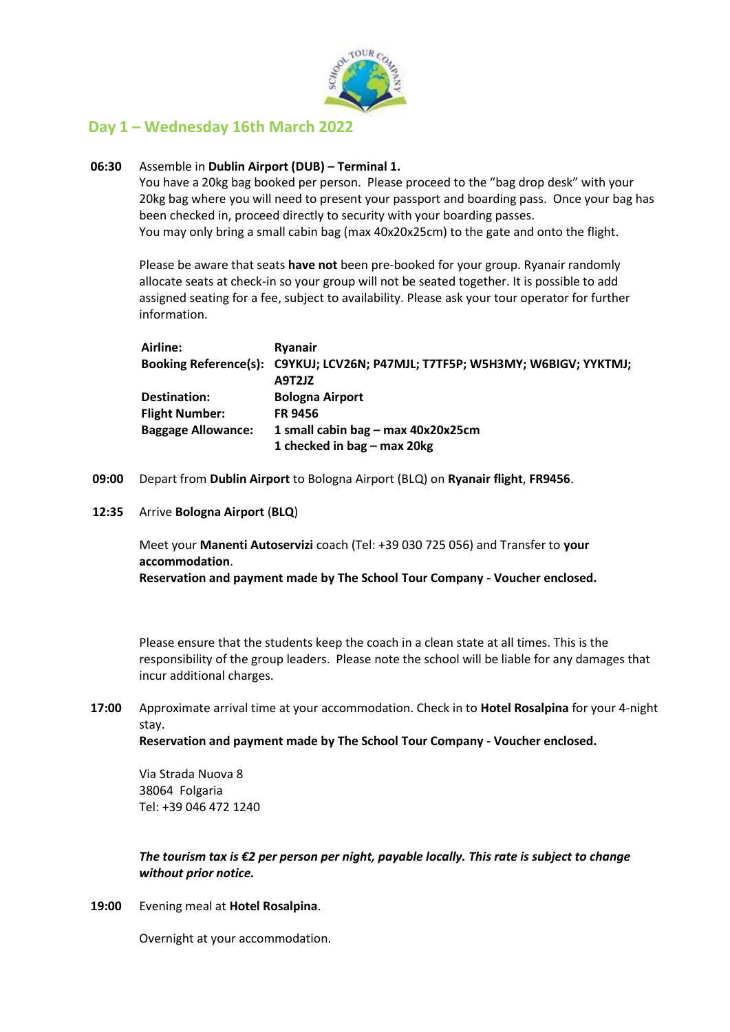## Day 1 – Wednesday 16th March 2022

**06:30** Assemble in **Dublin Airport (DUB) – Terminal 1.**
You have a 20kg bag booked per person. Please proceed to the "bag drop desk" with your 20kg bag where you will need to present your passport and boarding pass. Once your bag has been checked in, proceed directly to security with your boarding passes.
You may only bring a small cabin bag (max 40x20x25cm) to the gate and onto the flight.

Please be aware that seats **have not** been pre-booked for your group. Ryanair randomly allocate seats at check-in so your group will not be seated together. It is possible to add assigned seating for a fee, subject to availability. Please ask your tour operator for further information.

| | |
|---|---|
| **Airline:** | **Ryanair** |
| **Booking Reference(s):** | **C9YKUJ; LCV26N; P47MJL; T7TF5P; W5H3MY; W6BIGV; YYKTMJ; A9T2JZ** |
| **Destination:** | **Bologna Airport** |
| **Flight Number:** | **FR 9456** |
| **Baggage Allowance:** | **1 small cabin bag – max 40x20x25cm**<br>**1 checked in bag – max 20kg** |

**09:00** Depart from **Dublin Airport** to Bologna Airport (BLQ) on **Ryanair flight**, **FR9456**.

**12:35** Arrive **Bologna Airport** (**BLQ**)

Meet your **Manenti Autoservizi** coach (Tel: +39 030 725 056) and Transfer to **your accommodation**.
**Reservation and payment made by The School Tour Company - Voucher enclosed.**

Please ensure that the students keep the coach in a clean state at all times. This is the responsibility of the group leaders. Please note the school will be liable for any damages that incur additional charges.

**17:00** Approximate arrival time at your accommodation. Check in to **Hotel Rosalpina** for your 4-night stay.
**Reservation and payment made by The School Tour Company - Voucher enclosed.**

Via Strada Nuova 8
38064 Folgaria
Tel: +39 046 472 1240

***The tourism tax is €2 per person per night, payable locally. This rate is subject to change without prior notice.***

**19:00** Evening meal at **Hotel Rosalpina**.

Overnight at your accommodation.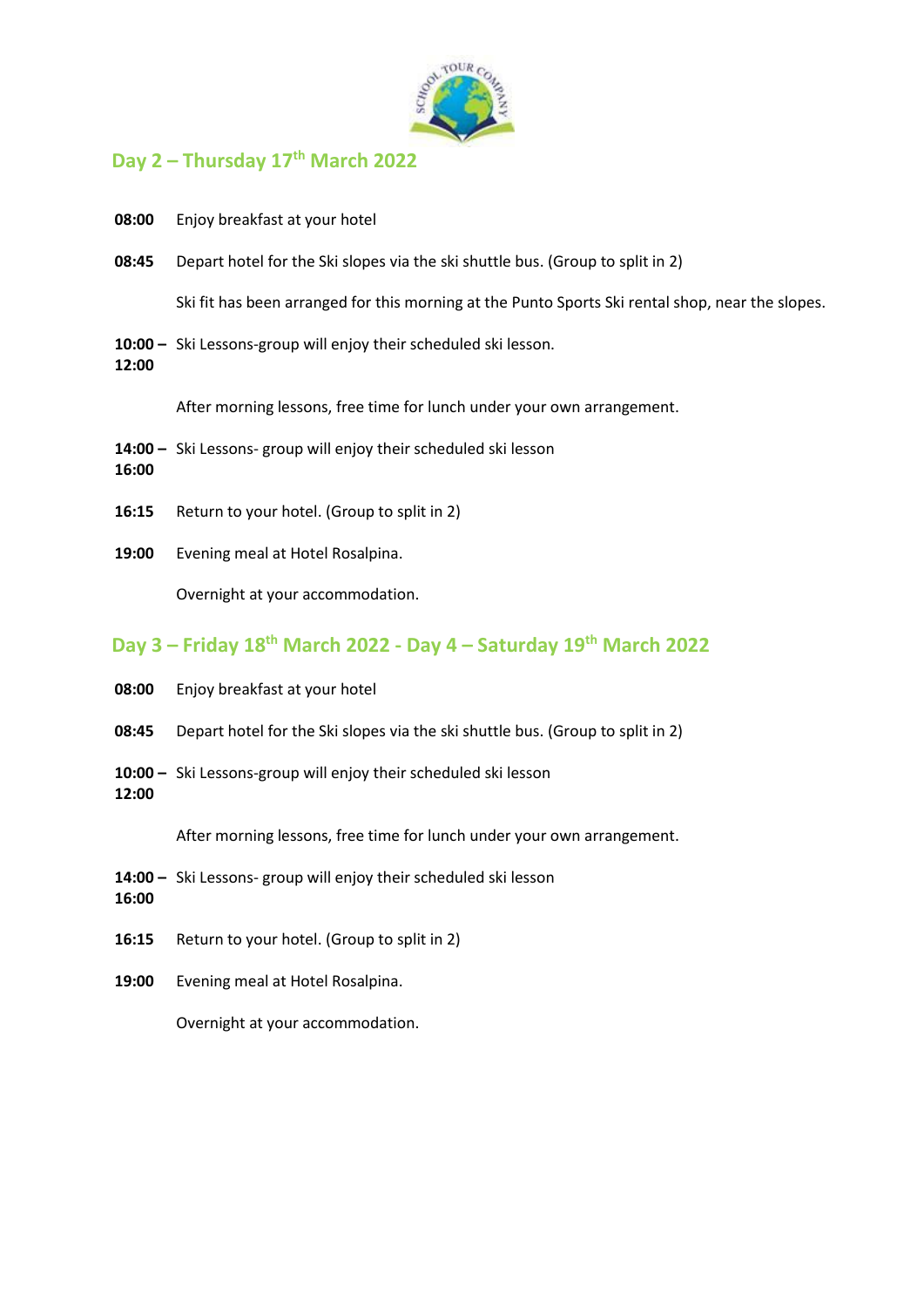## Day 2 – Thursday 17th March 2022

**08:00** Enjoy breakfast at your hotel

**08:45** Depart hotel for the Ski slopes via the ski shuttle bus. (Group to split in 2)

Ski fit has been arranged for this morning at the Punto Sports Ski rental shop, near the slopes.

**10:00 – 12:00** Ski Lessons-group will enjoy their scheduled ski lesson.

After morning lessons, free time for lunch under your own arrangement.

**14:00 – 16:00** Ski Lessons- group will enjoy their scheduled ski lesson

**16:15** Return to your hotel. (Group to split in 2)

**19:00** Evening meal at Hotel Rosalpina.

Overnight at your accommodation.

## Day 3 – Friday 18th March 2022 - Day 4 – Saturday 19th March 2022

**08:00** Enjoy breakfast at your hotel

**08:45** Depart hotel for the Ski slopes via the ski shuttle bus. (Group to split in 2)

**10:00 – 12:00** Ski Lessons-group will enjoy their scheduled ski lesson

After morning lessons, free time for lunch under your own arrangement.

**14:00 – 16:00** Ski Lessons- group will enjoy their scheduled ski lesson

**16:15** Return to your hotel. (Group to split in 2)

**19:00** Evening meal at Hotel Rosalpina.

Overnight at your accommodation.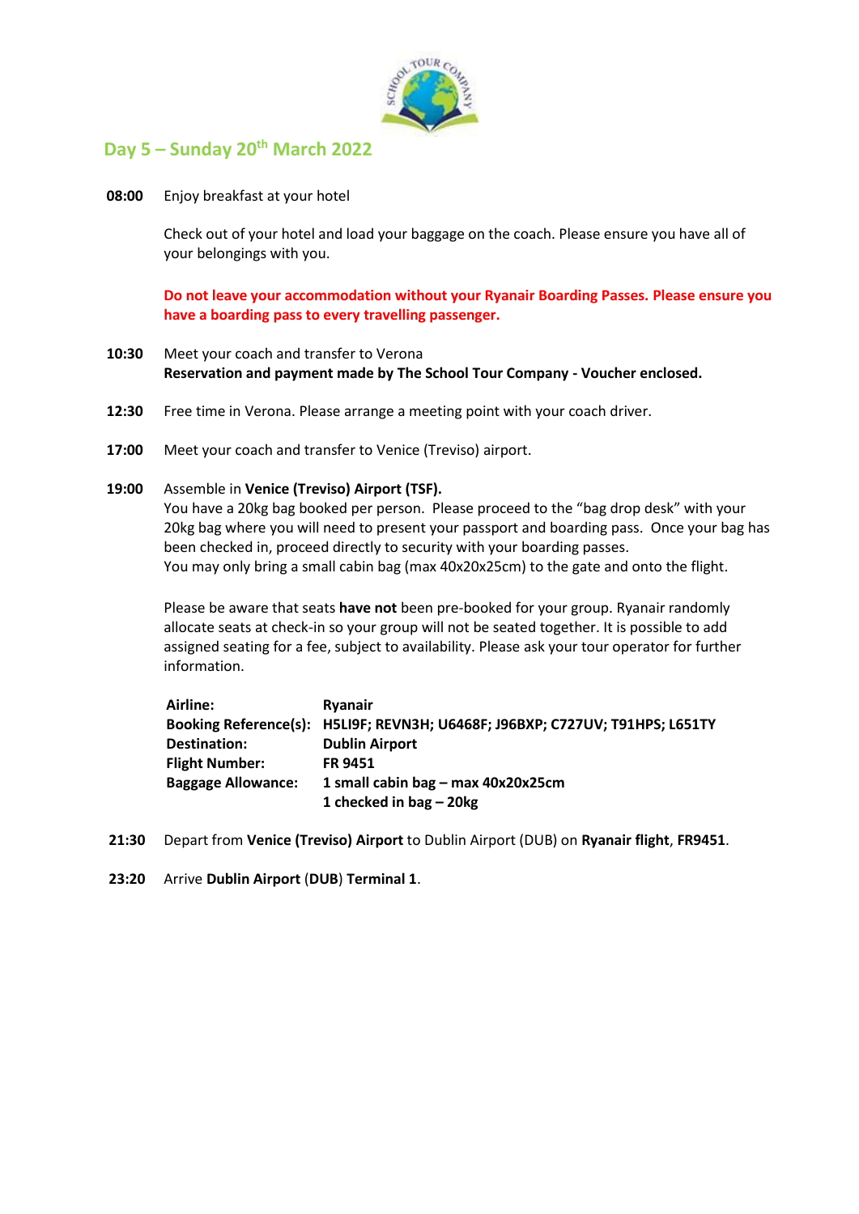## Day 5 – Sunday 20th March 2022

**08:00** Enjoy breakfast at your hotel

Check out of your hotel and load your baggage on the coach. Please ensure you have all of your belongings with you.

**Do not leave your accommodation without your Ryanair Boarding Passes. Please ensure you have a boarding pass to every travelling passenger.**

**10:30** Meet your coach and transfer to Verona
**Reservation and payment made by The School Tour Company - Voucher enclosed.**

**12:30** Free time in Verona. Please arrange a meeting point with your coach driver.

**17:00** Meet your coach and transfer to Venice (Treviso) airport.

**19:00** Assemble in **Venice (Treviso) Airport (TSF).**
You have a 20kg bag booked per person. Please proceed to the "bag drop desk" with your 20kg bag where you will need to present your passport and boarding pass. Once your bag has been checked in, proceed directly to security with your boarding passes.
You may only bring a small cabin bag (max 40x20x25cm) to the gate and onto the flight.

Please be aware that seats **have not** been pre-booked for your group. Ryanair randomly allocate seats at check-in so your group will not be seated together. It is possible to add assigned seating for a fee, subject to availability. Please ask your tour operator for further information.

| | |
|---|---|
| **Airline:** | **Ryanair** |
| **Booking Reference(s):** | **H5LI9F; REVN3H; U6468F; J96BXP; C727UV; T91HPS; L651TY** |
| **Destination:** | **Dublin Airport** |
| **Flight Number:** | **FR 9451** |
| **Baggage Allowance:** | **1 small cabin bag – max 40x20x25cm**<br>**1 checked in bag – 20kg** |

**21:30** Depart from **Venice (Treviso) Airport** to Dublin Airport (DUB) on **Ryanair flight**, **FR9451**.

**23:20** Arrive **Dublin Airport** (**DUB**) **Terminal 1**.